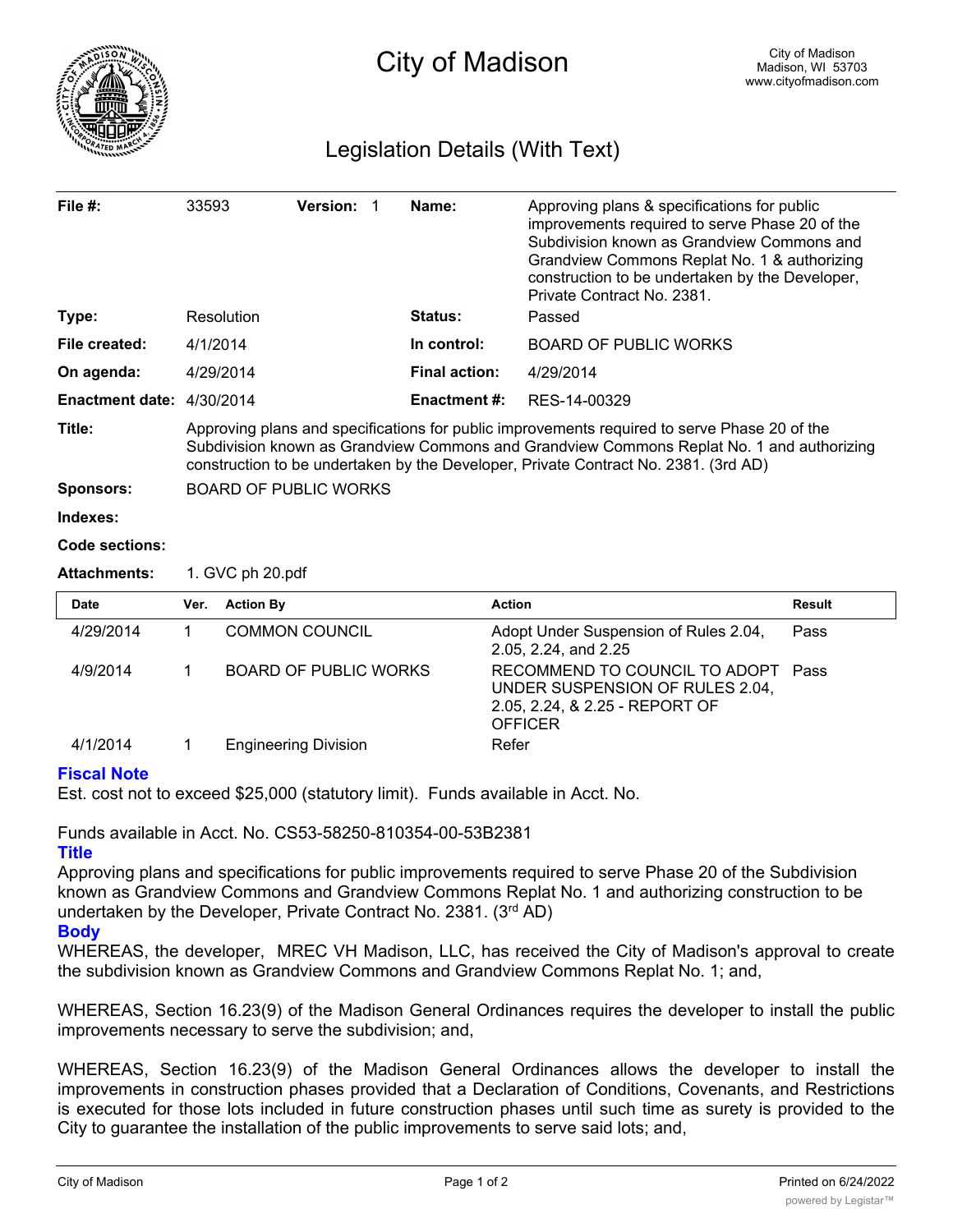# City of Madison

City of Madison
Madison, WI 53703
www.cityofmadison.com

## Legislation Details (With Text)

| | | | |
|---|---|---|---|
| **File #:** | 33593 **Version:** 1 | **Name:** | Approving plans & specifications for public improvements required to serve Phase 20 of the Subdivision known as Grandview Commons and Grandview Commons Replat No. 1 & authorizing construction to be undertaken by the Developer, Private Contract No. 2381. |
| **Type:** | Resolution | **Status:** | Passed |
| **File created:** | 4/1/2014 | **In control:** | BOARD OF PUBLIC WORKS |
| **On agenda:** | 4/29/2014 | **Final action:** | 4/29/2014 |
| **Enactment date:** | 4/30/2014 | **Enactment #:** | RES-14-00329 |

**Title:** Approving plans and specifications for public improvements required to serve Phase 20 of the Subdivision known as Grandview Commons and Grandview Commons Replat No. 1 and authorizing construction to be undertaken by the Developer, Private Contract No. 2381. (3rd AD)

**Sponsors:** BOARD OF PUBLIC WORKS

**Indexes:**

**Code sections:**

**Attachments:** 1. GVC ph 20.pdf

| Date | Ver. | Action By | Action | Result |
|---|---|---|---|---|
| 4/29/2014 | 1 | COMMON COUNCIL | Adopt Under Suspension of Rules 2.04, 2.05, 2.24, and 2.25 | Pass |
| 4/9/2014 | 1 | BOARD OF PUBLIC WORKS | RECOMMEND TO COUNCIL TO ADOPT UNDER SUSPENSION OF RULES 2.04, 2.05, 2.24, & 2.25 - REPORT OF OFFICER | Pass |
| 4/1/2014 | 1 | Engineering Division | Refer | |

### Fiscal Note

Est. cost not to exceed $25,000 (statutory limit). Funds available in Acct. No.

Funds available in Acct. No. CS53-58250-810354-00-53B2381

### Title

Approving plans and specifications for public improvements required to serve Phase 20 of the Subdivision known as Grandview Commons and Grandview Commons Replat No. 1 and authorizing construction to be undertaken by the Developer, Private Contract No. 2381. (3rd AD)

### Body

WHEREAS, the developer, MREC VH Madison, LLC, has received the City of Madison's approval to create the subdivision known as Grandview Commons and Grandview Commons Replat No. 1; and,

WHEREAS, Section 16.23(9) of the Madison General Ordinances requires the developer to install the public improvements necessary to serve the subdivision; and,

WHEREAS, Section 16.23(9) of the Madison General Ordinances allows the developer to install the improvements in construction phases provided that a Declaration of Conditions, Covenants, and Restrictions is executed for those lots included in future construction phases until such time as surety is provided to the City to guarantee the installation of the public improvements to serve said lots; and,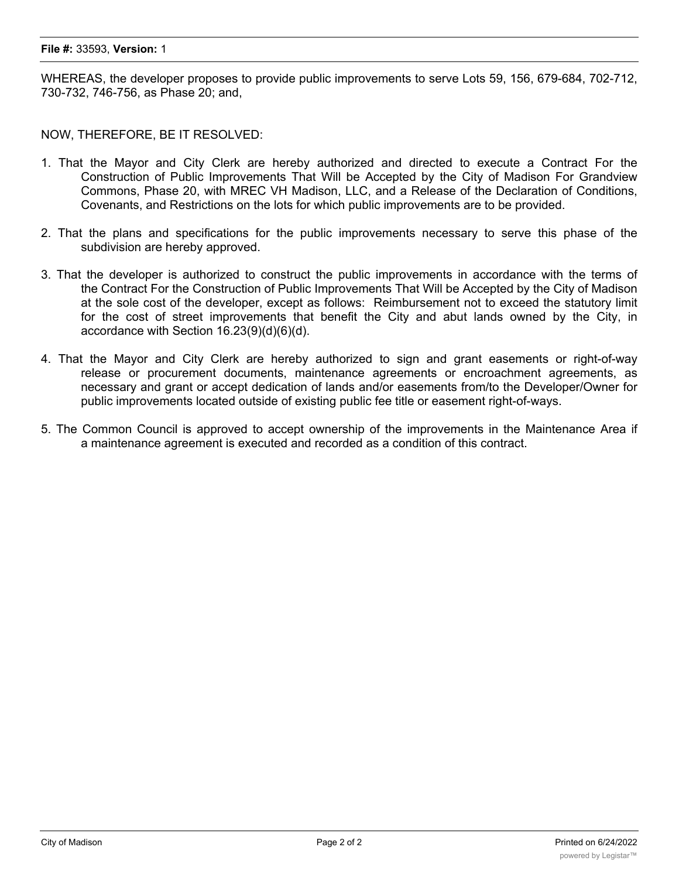WHEREAS, the developer proposes to provide public improvements to serve Lots 59, 156, 679-684, 702-712, 730-732, 746-756, as Phase 20; and,

NOW, THEREFORE, BE IT RESOLVED:

1. That the Mayor and City Clerk are hereby authorized and directed to execute a Contract For the Construction of Public Improvements That Will be Accepted by the City of Madison For Grandview Commons, Phase 20, with MREC VH Madison, LLC, and a Release of the Declaration of Conditions, Covenants, and Restrictions on the lots for which public improvements are to be provided.

2. That the plans and specifications for the public improvements necessary to serve this phase of the subdivision are hereby approved.

3. That the developer is authorized to construct the public improvements in accordance with the terms of the Contract For the Construction of Public Improvements That Will be Accepted by the City of Madison at the sole cost of the developer, except as follows: Reimbursement not to exceed the statutory limit for the cost of street improvements that benefit the City and abut lands owned by the City, in accordance with Section 16.23(9)(d)(6)(d).

4. That the Mayor and City Clerk are hereby authorized to sign and grant easements or right-of-way release or procurement documents, maintenance agreements or encroachment agreements, as necessary and grant or accept dedication of lands and/or easements from/to the Developer/Owner for public improvements located outside of existing public fee title or easement right-of-ways.

5. The Common Council is approved to accept ownership of the improvements in the Maintenance Area if a maintenance agreement is executed and recorded as a condition of this contract.